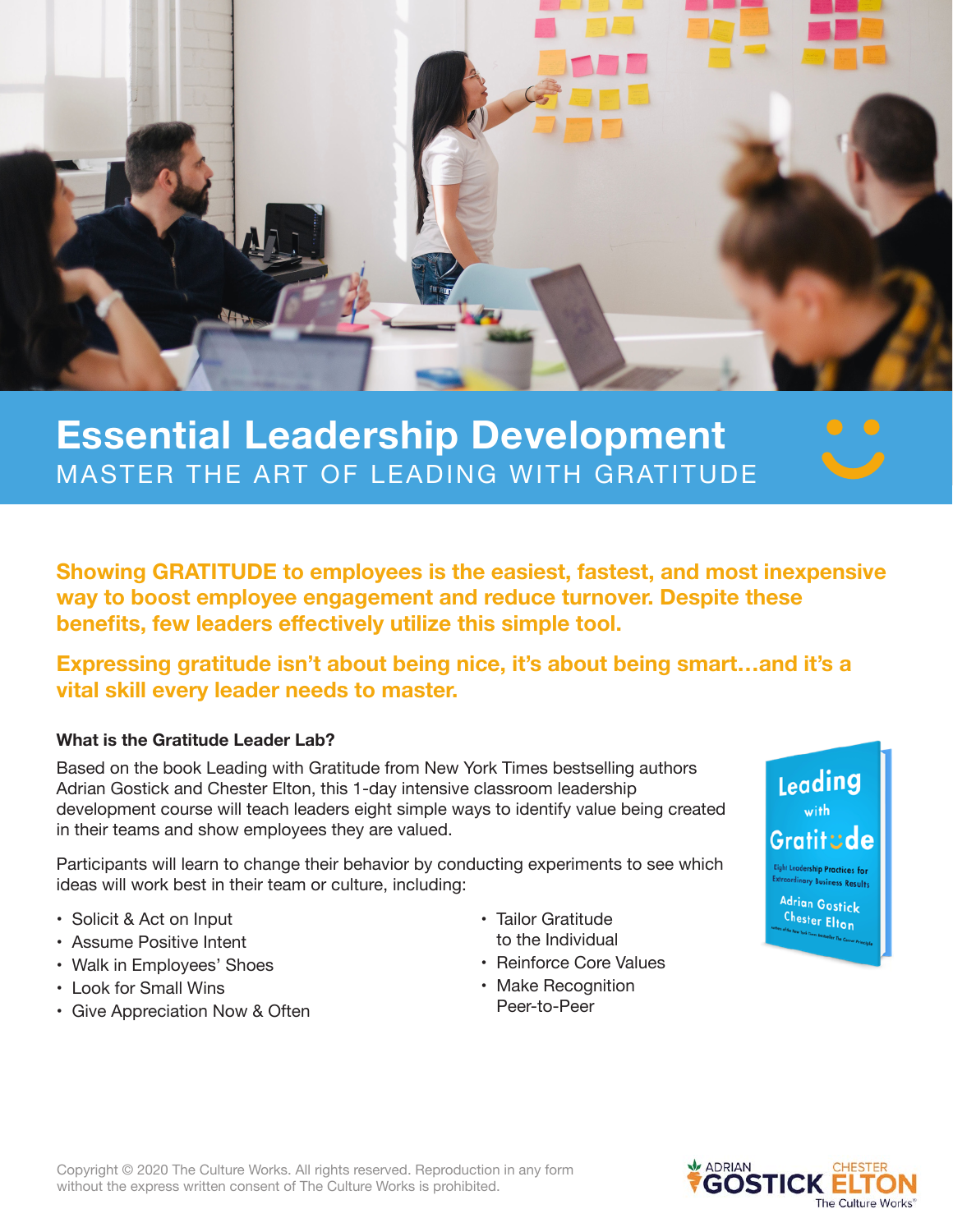# Essential Leadership Development

MASTER THE ART OF LEADING WITH GRATITUDE

**Showing GRATITUDE to employees is the easiest, fastest, and most inexpensive way to boost employee engagement and reduce turnover. Despite these benefits, few leaders effectively utilize this simple tool.**

**Expressing gratitude isn't about being nice, it's about being smart…and it's a vital skill every leader needs to master.**

### What is the Gratitude Leader Lab?

Based on the book Leading with Gratitude from New York Times bestselling authors Adrian Gostick and Chester Elton, this 1-day intensive classroom leadership development course will teach leaders eight simple ways to identify value being created in their teams and show employees they are valued.

Participants will learn to change their behavior by conducting experiments to see which ideas will work best in their team or culture, including:

- Solicit & Act on Input
- Assume Positive Intent
- Walk in Employees' Shoes
- Look for Small Wins
- Give Appreciation Now & Often
- Tailor Gratitude to the Individual
- Reinforce Core Values
- Make Recognition Peer-to-Peer

Copyright © 2020 The Culture Works. All rights reserved. Reproduction in any form without the express written consent of The Culture Works is prohibited.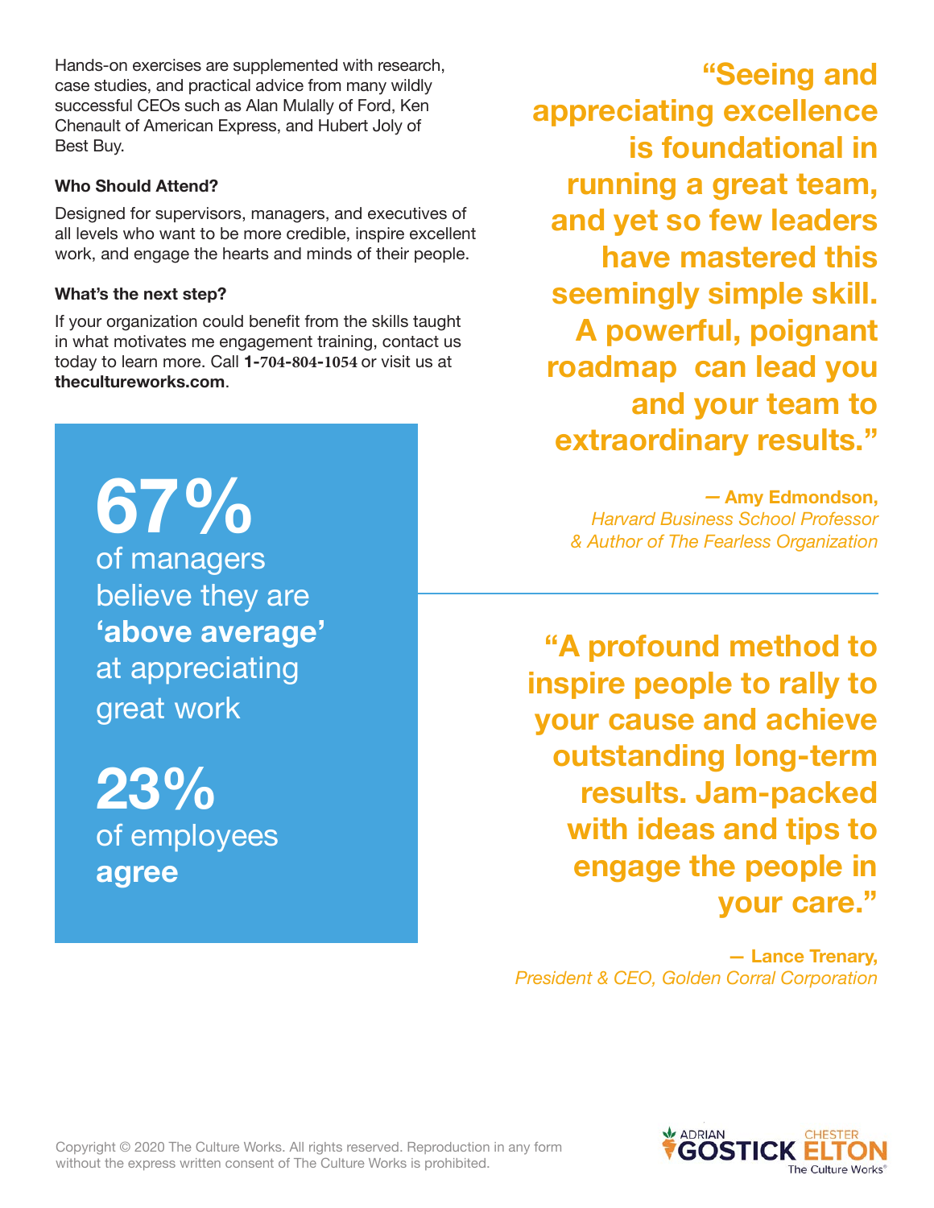Hands-on exercises are supplemented with research, case studies, and practical advice from many wildly successful CEOs such as Alan Mulally of Ford, Ken Chenault of American Express, and Hubert Joly of Best Buy.

**Who Should Attend?**

Designed for supervisors, managers, and executives of all levels who want to be more credible, inspire excellent work, and engage the hearts and minds of their people.

**What's the next step?**

If your organization could benefit from the skills taught in what motivates me engagement training, contact us today to learn more. Call **1-704-804-1054** or visit us at **thecultureworks.com**.

**67%** of managers believe they are **'above average'** at appreciating great work

**23%** of employees **agree**

**"Seeing and appreciating excellence is foundational in running a great team, and yet so few leaders have mastered this seemingly simple skill. A powerful, poignant roadmap can lead you and your team to extraordinary results."**

**— Amy Edmondson,**
*Harvard Business School Professor & Author of The Fearless Organization*

**"A profound method to inspire people to rally to your cause and achieve outstanding long-term results. Jam-packed with ideas and tips to engage the people in your care."**

**— Lance Trenary,**
*President & CEO, Golden Corral Corporation*

Copyright © 2020 The Culture Works. All rights reserved. Reproduction in any form without the express written consent of The Culture Works is prohibited.

ADRIAN GOSTICK CHESTER ELTON The Culture Works®